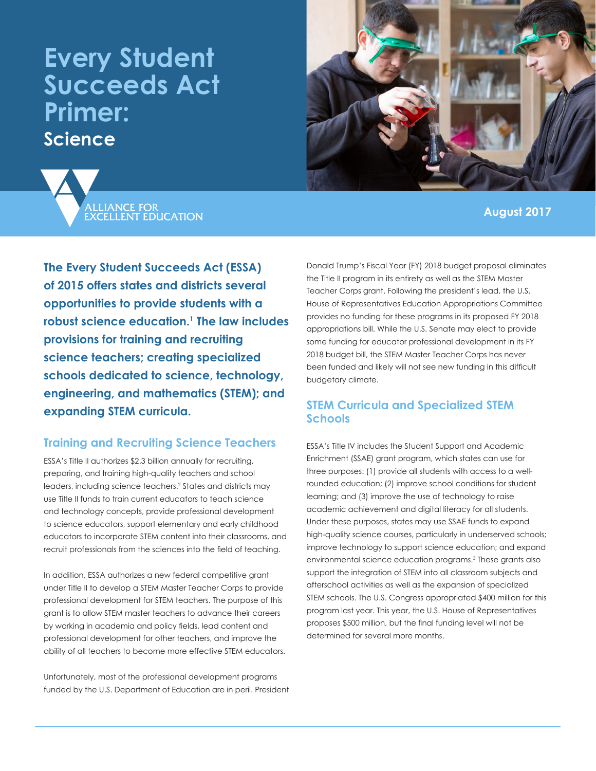# Every Student Succeeds Act Primer:

## Science

ALLIANCE FOR EXCELLENT EDUCATION

August 2017

**The Every Student Succeeds Act (ESSA) of 2015 offers states and districts several opportunities to provide students with a robust science education.[1] The law includes provisions for training and recruiting science teachers; creating specialized schools dedicated to science, technology, engineering, and mathematics (STEM); and expanding STEM curricula.**

## Training and Recruiting Science Teachers

ESSA's Title II authorizes $2.3 billion annually for recruiting, preparing, and training high-quality teachers and school leaders, including science teachers.[2] States and districts may use Title II funds to train current educators to teach science and technology concepts, provide professional development to science educators, support elementary and early childhood educators to incorporate STEM content into their classrooms, and recruit professionals from the sciences into the field of teaching.

In addition, ESSA authorizes a new federal competitive grant under Title II to develop a STEM Master Teacher Corps to provide professional development for STEM teachers. The purpose of this grant is to allow STEM master teachers to advance their careers by working in academia and policy fields, lead content and professional development for other teachers, and improve the ability of all teachers to become more effective STEM educators.

Unfortunately, most of the professional development programs funded by the U.S. Department of Education are in peril. President Donald Trump's Fiscal Year (FY) 2018 budget proposal eliminates the Title II program in its entirety as well as the STEM Master Teacher Corps grant. Following the president's lead, the U.S. House of Representatives Education Appropriations Committee provides no funding for these programs in its proposed FY 2018 appropriations bill. While the U.S. Senate may elect to provide some funding for educator professional development in its FY 2018 budget bill, the STEM Master Teacher Corps has never been funded and likely will not see new funding in this difficult budgetary climate.

## STEM Curricula and Specialized STEM Schools

ESSA's Title IV includes the Student Support and Academic Enrichment (SSAE) grant program, which states can use for three purposes: (1) provide all students with access to a well-rounded education; (2) improve school conditions for student learning; and (3) improve the use of technology to raise academic achievement and digital literacy for all students. Under these purposes, states may use SSAE funds to expand high-quality science courses, particularly in underserved schools; improve technology to support science education; and expand environmental science education programs.[3] These grants also support the integration of STEM into all classroom subjects and afterschool activities as well as the expansion of specialized STEM schools. The U.S. Congress appropriated $400 million for this program last year. This year, the U.S. House of Representatives proposes $500 million, but the final funding level will not be determined for several more months.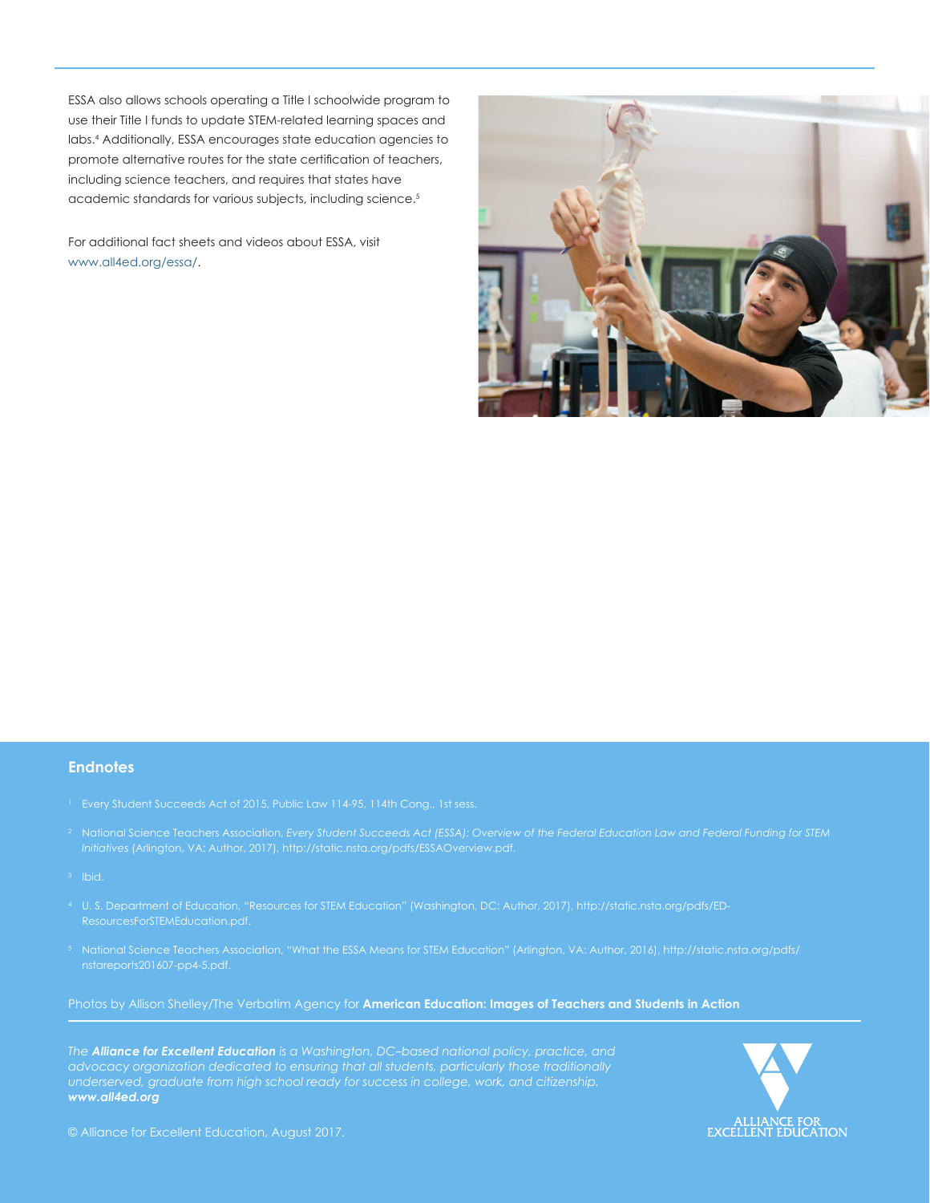ESSA also allows schools operating a Title I schoolwide program to use their Title I funds to update STEM-related learning spaces and labs.[4] Additionally, ESSA encourages state education agencies to promote alternative routes for the state certification of teachers, including science teachers, and requires that states have academic standards for various subjects, including science.[5]

For additional fact sheets and videos about ESSA, visit www.all4ed.org/essa/.

## Endnotes

1. Every Student Succeeds Act of 2015, Public Law 114-95, 114th Cong., 1st sess.
2. National Science Teachers Association, *Every Student Succeeds Act (ESSA): Overview of the Federal Education Law and Federal Funding for STEM Initiatives* (Arlington, VA: Author, 2017), http://static.nsta.org/pdfs/ESSAOverview.pdf.
3. Ibid.
4. U. S. Department of Education, "Resources for STEM Education" (Washington, DC: Author, 2017), http://static.nsta.org/pdfs/ED-ResourcesForSTEMEducation.pdf.
5. National Science Teachers Association, "What the ESSA Means for STEM Education" (Arlington, VA: Author, 2016), http://static.nsta.org/pdfs/nstareports201607-pp4-5.pdf.

Photos by Allison Shelley/The Verbatim Agency for **American Education: Images of Teachers and Students in Action**

*The **Alliance for Excellent Education** is a Washington, DC–based national policy, practice, and advocacy organization dedicated to ensuring that all students, particularly those traditionally underserved, graduate from high school ready for success in college, work, and citizenship.* ***www.all4ed.org***

ALLIANCE FOR EXCELLENT EDUCATION

© Alliance for Excellent Education, August 2017.